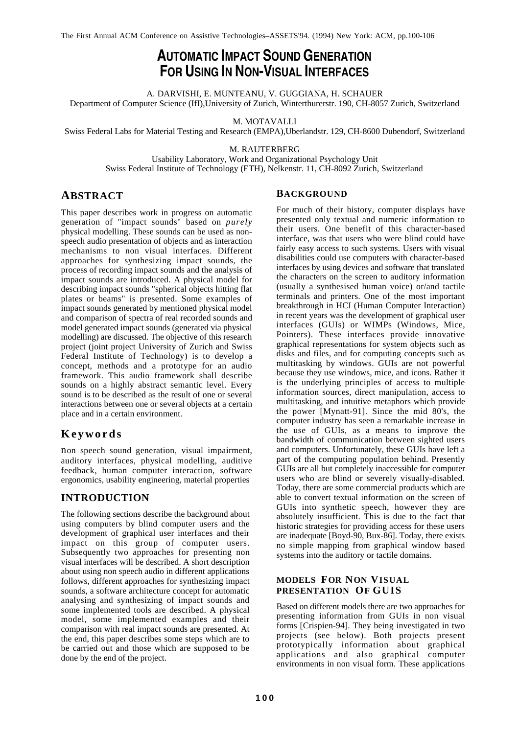# AUTOMATIC IMPACT SOUND GENERATION FOR USING IN NON-VISUAL INTERFACES

A. DARVISHI, E. MUNTEANU, V. GUGGIANA, H. SCHAUER
Department of Computer Science (IfI),University of Zurich, Winterthurerstr. 190, CH-8057 Zurich, Switzerland

M. MOTAVALLI
Swiss Federal Labs for Material Testing and Research (EMPA),Uberlandstr. 129, CH-8600 Dubendorf, Switzerland

M. RAUTERBERG
Usability Laboratory, Work and Organizational Psychology Unit
Swiss Federal Institute of Technology (ETH), Nelkenstr. 11, CH-8092 Zurich, Switzerland

## ABSTRACT

This paper describes work in progress on automatic generation of "impact sounds" based on *purely* physical modelling. These sounds can be used as non-speech audio presentation of objects and as interaction mechanisms to non visual interfaces. Different approaches for synthesizing impact sounds, the process of recording impact sounds and the analysis of impact sounds are introduced. A physical model for describing impact sounds "spherical objects hitting flat plates or beams" is presented. Some examples of impact sounds generated by mentioned physical model and comparison of spectra of real recorded sounds and model generated impact sounds (generated via physical modelling) are discussed. The objective of this research project (joint project University of Zurich and Swiss Federal Institute of Technology) is to develop a concept, methods and a prototype for an audio framework. This audio framework shall describe sounds on a highly abstract semantic level. Every sound is to be described as the result of one or several interactions between one or several objects at a certain place and in a certain environment.

## Keywords

non speech sound generation, visual impairment, auditory interfaces, physical modelling, auditive feedback, human computer interaction, software ergonomics, usability engineering, material properties

## INTRODUCTION

The following sections describe the background about using computers by blind computer users and the development of graphical user interfaces and their impact on this group of computer users. Subsequently two approaches for presenting non visual interfaces will be described. A short description about using non speech audio in different applications follows, different approaches for synthesizing impact sounds, a software architecture concept for automatic analysing and synthesizing of impact sounds and some implemented tools are described. A physical model, some implemented examples and their comparison with real impact sounds are presented. At the end, this paper describes some steps which are to be carried out and those which are supposed to be done by the end of the project.

## BACKGROUND

For much of their history, computer displays have presented only textual and numeric information to their users. One benefit of this character-based interface, was that users who were blind could have fairly easy access to such systems. Users with visual disabilities could use computers with character-based interfaces by using devices and software that translated the characters on the screen to auditory information (usually a synthesised human voice) or/and tactile terminals and printers. One of the most important breakthrough in HCI (Human Computer Interaction) in recent years was the development of graphical user interfaces (GUIs) or WIMPs (Windows, Mice, Pointers). These interfaces provide innovative graphical representations for system objects such as disks and files, and for computing concepts such as multitasking by windows. GUIs are not powerful because they use windows, mice, and icons. Rather it is the underlying principles of access to multiple information sources, direct manipulation, access to multitasking, and intuitive metaphors which provide the power [Mynatt-91]. Since the mid 80's, the computer industry has seen a remarkable increase in the use of GUIs, as a means to improve the bandwidth of communication between sighted users and computers. Unfortunately, these GUIs have left a part of the computing population behind. Presently GUIs are all but completely inaccessible for computer users who are blind or severely visually-disabled. Today, there are some commercial products which are able to convert textual information on the screen of GUIs into synthetic speech, however they are absolutely insufficient. This is due to the fact that historic strategies for providing access for these users are inadequate [Boyd-90, Bux-86]. Today, there exists no simple mapping from graphical window based systems into the auditory or tactile domains.

### MODELS FOR NON VISUAL PRESENTATION OF GUIS

Based on different models there are two approaches for presenting information from GUIs in non visual forms [Crispien-94]. They being investigated in two projects (see below). Both projects present prototypically information about graphical applications and also graphical computer environments in non visual form. These applications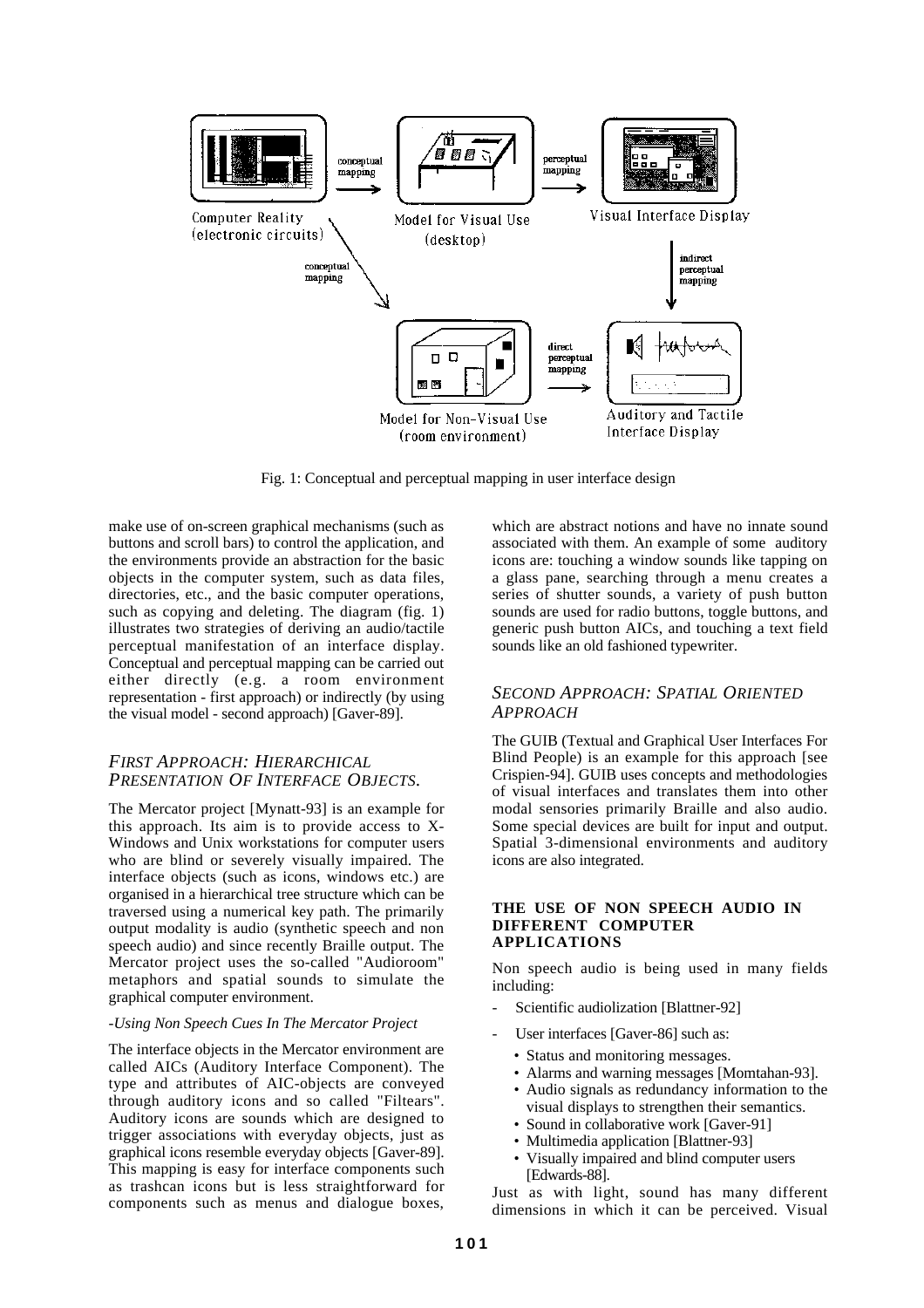Computer Reality (electronic circuits)

conceptual mapping

Model for Visual Use (desktop)

perceptual mapping

Visual Interface Display

conceptual mapping

indirect perceptual mapping

Model for Non-Visual Use (room environment)

direct perceptual mapping

Auditory and Tactile Interface Display

Fig. 1: Conceptual and perceptual mapping in user interface design

make use of on-screen graphical mechanisms (such as buttons and scroll bars) to control the application, and the environments provide an abstraction for the basic objects in the computer system, such as data files, directories, etc., and the basic computer operations, such as copying and deleting. The diagram (fig. 1) illustrates two strategies of deriving an audio/tactile perceptual manifestation of an interface display. Conceptual and perceptual mapping can be carried out either directly (e.g. a room environment representation - first approach) or indirectly (by using the visual model - second approach) [Gaver-89].

### *FIRST APPROACH: HIERARCHICAL PRESENTATION OF INTERFACE OBJECTS.*

The Mercator project [Mynatt-93] is an example for this approach. Its aim is to provide access to X-Windows and Unix workstations for computer users who are blind or severely visually impaired. The interface objects (such as icons, windows etc.) are organised in a hierarchical tree structure which can be traversed using a numerical key path. The primarily output modality is audio (synthetic speech and non speech audio) and since recently Braille output. The Mercator project uses the so-called "Audioroom" metaphors and spatial sounds to simulate the graphical computer environment.

*-Using Non Speech Cues In The Mercator Project*

The interface objects in the Mercator environment are called AICs (Auditory Interface Component). The type and attributes of AIC-objects are conveyed through auditory icons and so called "Filtears". Auditory icons are sounds which are designed to trigger associations with everyday objects, just as graphical icons resemble everyday objects [Gaver-89]. This mapping is easy for interface components such as trashcan icons but is less straightforward for components such as menus and dialogue boxes, which are abstract notions and have no innate sound associated with them. An example of some auditory icons are: touching a window sounds like tapping on a glass pane, searching through a menu creates a series of shutter sounds, a variety of push button sounds are used for radio buttons, toggle buttons, and generic push button AICs, and touching a text field sounds like an old fashioned typewriter.

### *SECOND APPROACH: SPATIAL ORIENTED APPROACH*

The GUIB (Textual and Graphical User Interfaces For Blind People) is an example for this approach [see Crispien-94]. GUIB uses concepts and methodologies of visual interfaces and translates them into other modal sensories primarily Braille and also audio. Some special devices are built for input and output. Spatial 3-dimensional environments and auditory icons are also integrated.

## THE USE OF NON SPEECH AUDIO IN DIFFERENT COMPUTER APPLICATIONS

Non speech audio is being used in many fields including:

- Scientific audiolization [Blattner-92]
- User interfaces [Gaver-86] such as:
  - Status and monitoring messages.
  - Alarms and warning messages [Momtahan-93].
  - Audio signals as redundancy information to the visual displays to strengthen their semantics.
  - Sound in collaborative work [Gaver-91]
  - Multimedia application [Blattner-93]
  - Visually impaired and blind computer users [Edwards-88].

Just as with light, sound has many different dimensions in which it can be perceived. Visual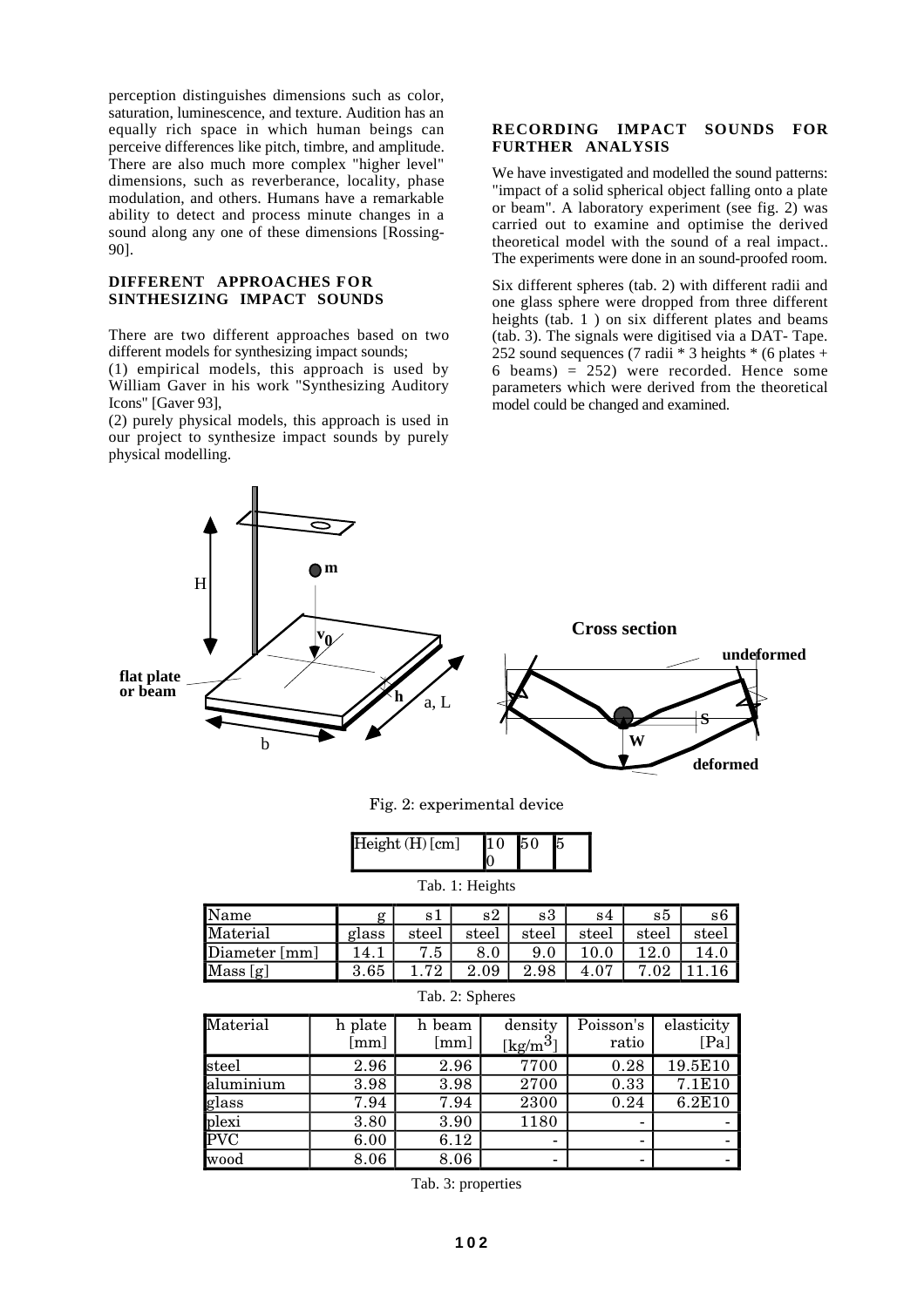perception distinguishes dimensions such as color, saturation, luminescence, and texture. Audition has an equally rich space in which human beings can perceive differences like pitch, timbre, and amplitude. There are also much more complex "higher level" dimensions, such as reverberance, locality, phase modulation, and others. Humans have a remarkable ability to detect and process minute changes in a sound along any one of these dimensions [Rossing-90].

## DIFFERENT APPROACHES FOR SINTHESIZING IMPACT SOUNDS

There are two different approaches based on two different models for synthesizing impact sounds;
(1) empirical models, this approach is used by William Gaver in his work "Synthesizing Auditory Icons" [Gaver 93],
(2) purely physical models, this approach is used in our project to synthesize impact sounds by purely physical modelling.

## RECORDING IMPACT SOUNDS FOR FURTHER ANALYSIS

We have investigated and modelled the sound patterns: "impact of a solid spherical object falling onto a plate or beam". A laboratory experiment (see fig. 2) was carried out to examine and optimise the derived theoretical model with the sound of a real impact.. The experiments were done in an sound-proofed room.

Six different spheres (tab. 2) with different radii and one glass sphere were dropped from three different heights (tab. 1 ) on six different plates and beams (tab. 3). The signals were digitised via a DAT- Tape. 252 sound sequences (7 radii * 3 heights * (6 plates + 6 beams) = 252) were recorded. Hence some parameters which were derived from the theoretical model could be changed and examined.

Fig. 2: experimental device

| Height (H) [cm] | 100 | 50 | 5 |
|---|---|---|---|

Tab. 1: Heights

| Name | g | s1 | s2 | s3 | s4 | s5 | s6 |
|---|---|---|---|---|---|---|---|
| Material | glass | steel | steel | steel | steel | steel | steel |
| Diameter [mm] | 14.1 | 7.5 | 8.0 | 9.0 | 10.0 | 12.0 | 14.0 |
| Mass [g] | 3.65 | 1.72 | 2.09 | 2.98 | 4.07 | 7.02 | 11.16 |

Tab. 2: Spheres

| Material | h plate [mm] | h beam [mm] | density [kg/m$^3$] | Poisson's ratio | elasticity [Pa] |
|---|---|---|---|---|---|
| steel | 2.96 | 2.96 | 7700 | 0.28 | 19.5E10 |
| aluminium | 3.98 | 3.98 | 2700 | 0.33 | 7.1E10 |
| glass | 7.94 | 7.94 | 2300 | 0.24 | 6.2E10 |
| plexi | 3.80 | 3.90 | 1180 | - | - |
| PVC | 6.00 | 6.12 | - | - | - |
| wood | 8.06 | 8.06 | - | - | - |

Tab. 3: properties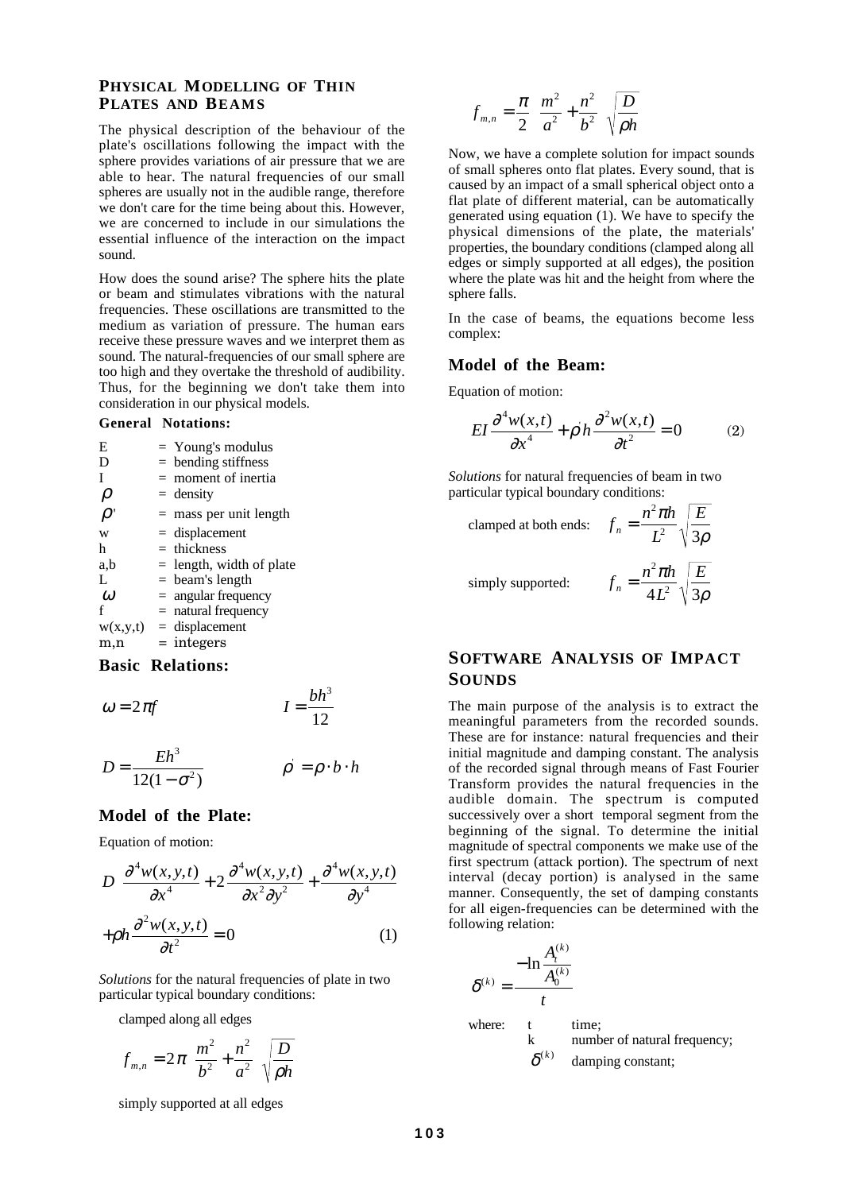## Physical Modelling of Thin Plates and Beams

The physical description of the behaviour of the plate's oscillations following the impact with the sphere provides variations of air pressure that we are able to hear. The natural frequencies of our small spheres are usually not in the audible range, therefore we don't care for the time being about this. However, we are concerned to include in our simulations the essential influence of the interaction on the impact sound.

How does the sound arise? The sphere hits the plate or beam and stimulates vibrations with the natural frequencies. These oscillations are transmitted to the medium as variation of pressure. The human ears receive these pressure waves and we interpret them as sound. The natural-frequencies of our small sphere are too high and they overtake the threshold of audibility. Thus, for the beginning we don't take them into consideration in our physical models.

**General Notations:**

| | |
|---|---|
| E | = Young's modulus |
| D | = bending stiffness |
| I | = moment of inertia |
| $\rho$ | = density |
| $\rho'$ | = mass per unit length |
| w | = displacement |
| h | = thickness |
| a,b | = length, width of plate |
| L | = beam's length |
| $\omega$ | = angular frequency |
| f | = natural frequency |
| w(x,y,t) | = displacement |
| m,n | = integers |

### Basic Relations:

$$\omega = 2\pi f \qquad I = \frac{bh^3}{12}$$

$$D = \frac{Eh^3}{12(1-\sigma^2)} \qquad \rho' = \rho \cdot b \cdot h$$

### Model of the Plate:

Equation of motion:

$$D\left(\frac{\partial^4 w(x,y,t)}{\partial x^4} + 2\frac{\partial^4 w(x,y,t)}{\partial x^2 \partial y^2} + \frac{\partial^4 w(x,y,t)}{\partial y^4}\right) + \rho h \frac{\partial^2 w(x,y,t)}{\partial t^2} = 0 \qquad (1)$$

*Solutions* for the natural frequencies of plate in two particular typical boundary conditions:

clamped along all edges

$$f_{m,n} = 2\pi\left(\frac{m^2}{b^2} + \frac{n^2}{a^2}\right)\sqrt{\frac{D}{\rho h}}$$

simply supported at all edges

$$f_{m,n} = \frac{\pi}{2}\left(\frac{m^2}{a^2} + \frac{n^2}{b^2}\right)\sqrt{\frac{D}{\rho h}}$$

Now, we have a complete solution for impact sounds of small spheres onto flat plates. Every sound, that is caused by an impact of a small spherical object onto a flat plate of different material, can be automatically generated using equation (1). We have to specify the physical dimensions of the plate, the materials' properties, the boundary conditions (clamped along all edges or simply supported at all edges), the position where the plate was hit and the height from where the sphere falls.

In the case of beams, the equations become less complex:

### Model of the Beam:

Equation of motion:

$$EI\frac{\partial^4 w(x,t)}{\partial x^4} + \rho' h \frac{\partial^2 w(x,t)}{\partial t^2} = 0 \qquad (2)$$

*Solutions* for natural frequencies of beam in two particular typical boundary conditions:

clamped at both ends: $f_n = \frac{n^2 \pi h}{L^2}\sqrt{\frac{E}{3\rho}}$

simply supported: $f_n = \frac{n^2 \pi h}{4L^2}\sqrt{\frac{E}{3\rho}}$

## Software Analysis of Impact Sounds

The main purpose of the analysis is to extract the meaningful parameters from the recorded sounds. These are for instance: natural frequencies and their initial magnitude and damping constant. The analysis of the recorded signal through means of Fast Fourier Transform provides the natural frequencies in the audible domain. The spectrum is computed successively over a short temporal segment from the beginning of the signal. To determine the initial magnitude of spectral components we make use of the first spectrum (attack portion). The spectrum of next interval (decay portion) is analysed in the same manner. Consequently, the set of damping constants for all eigen-frequencies can be determined with the following relation:

$$\delta^{(k)} = \frac{-\ln\frac{A_t^{(k)}}{A_0^{(k)}}}{t}$$

where:
- t — time;
- k — number of natural frequency;
- $\delta^{(k)}$ — damping constant;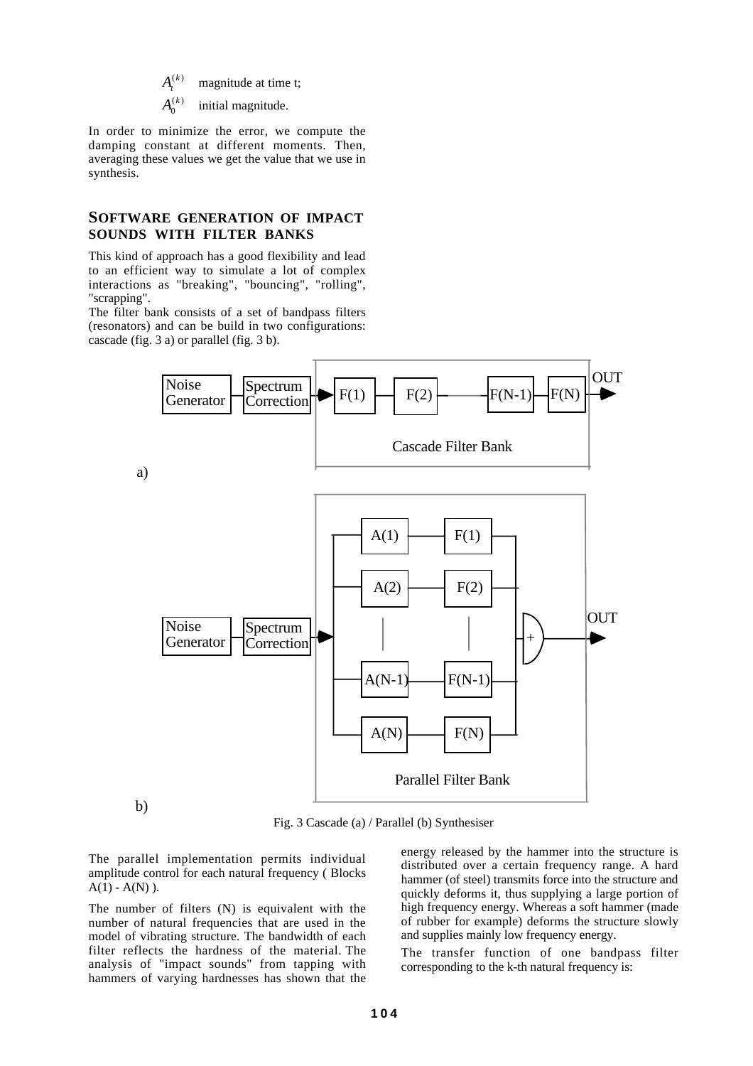$A_t^{(k)}$ magnitude at time t;

$A_0^{(k)}$ initial magnitude.

In order to minimize the error, we compute the damping constant at different moments. Then, averaging these values we get the value that we use in synthesis.

## SOFTWARE GENERATION OF IMPACT SOUNDS WITH FILTER BANKS

This kind of approach has a good flexibility and lead to an efficient way to simulate a lot of complex interactions as "breaking", "bouncing", "rolling", "scrapping".

The filter bank consists of a set of bandpass filters (resonators) and can be build in two configurations: cascade (fig. 3 a) or parallel (fig. 3 b).

Fig. 3 Cascade (a) / Parallel (b) Synthesiser

The parallel implementation permits individual amplitude control for each natural frequency ( Blocks A(1) - A(N) ).

The number of filters (N) is equivalent with the number of natural frequencies that are used in the model of vibrating structure. The bandwidth of each filter reflects the hardness of the material. The analysis of "impact sounds" from tapping with hammers of varying hardnesses has shown that the energy released by the hammer into the structure is distributed over a certain frequency range. A hard hammer (of steel) transmits force into the structure and quickly deforms it, thus supplying a large portion of high frequency energy. Whereas a soft hammer (made of rubber for example) deforms the structure slowly and supplies mainly low frequency energy.

The transfer function of one bandpass filter corresponding to the k-th natural frequency is: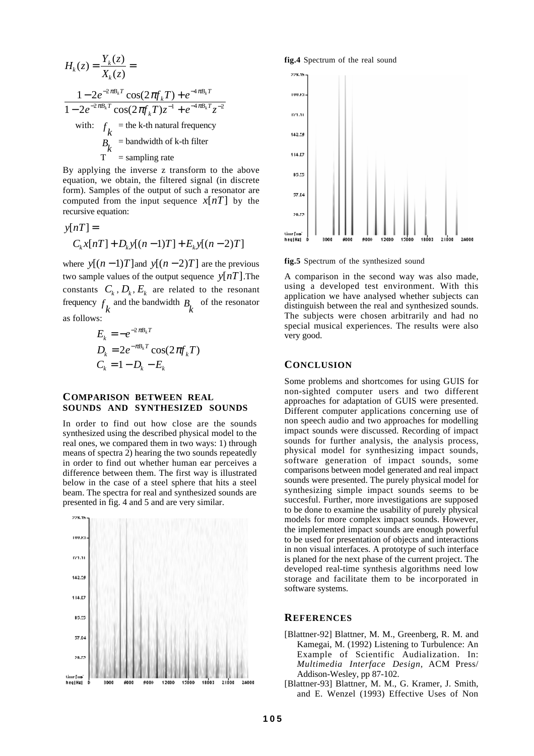$$H_k(z) = \frac{Y_k(z)}{X_k(z)} =$$

$$\frac{1 - 2e^{-2\pi B_k T}\cos(2\pi f_k T) + e^{-4\pi B_k T}}{1 - 2e^{-2\pi B_k T}\cos(2\pi f_k T)z^{-1} + e^{-4\pi B_k T}z^{-2}}$$

with: $f_k$ = the k-th natural frequency
$B_k$ = bandwidth of k-th filter
T = sampling rate

By applying the inverse z transform to the above equation, we obtain, the filtered signal (in discrete form). Samples of the output of such a resonator are computed from the input sequence $x[nT]$ by the recursive equation:

$$y[nT] =$$
$$C_k x[nT] + D_k y[(n-1)T] + E_k y[(n-2)T]$$

where $y[(n-1)T]$ and $y[(n-2)T]$ are the previous two sample values of the output sequence $y[nT]$. The constants $C_k, D_k, E_k$ are related to the resonant frequency $f_k$ and the bandwidth $B_k$ of the resonator as follows:

$$E_k = -e^{-2\pi B_k T}$$
$$D_k = 2e^{-\pi B_k T}\cos(2\pi f_k T)$$
$$C_k = 1 - D_k - E_k$$

## COMPARISON BETWEEN REAL SOUNDS AND SYNTHESIZED SOUNDS

In order to find out how close are the sounds synthesized using the described physical model to the real ones, we compared them in two ways: 1) through means of spectra 2) hearing the two sounds repeatedly in order to find out whether human ear perceives a difference between them. The first way is illustrated below in the case of a steel sphere that hits a steel beam. The spectra for real and synthesized sounds are presented in fig. 4 and 5 and are very similar.

**fig.4** Spectrum of the real sound

**fig.5** Spectrum of the synthesized sound

A comparison in the second way was also made, using a developed test environment. With this application we have analysed whether subjects can distinguish between the real and synthesized sounds. The subjects were chosen arbitrarily and had no special musical experiences. The results were also very good.

## CONCLUSION

Some problems and shortcomes for using GUIS for non-sighted computer users and two different approaches for adaptation of GUIS were presented. Different computer applications concerning use of non speech audio and two approaches for modelling impact sounds were discussed. Recording of impact sounds for further analysis, the analysis process, physical model for synthesizing impact sounds, software generation of impact sounds, some comparisons between model generated and real impact sounds were presented. The purely physical model for synthesizing simple impact sounds seems to be succesful. Further, more investigations are supposed to be done to examine the usability of purely physical models for more complex impact sounds. However, the implemented impact sounds are enough powerful to be used for presentation of objects and interactions in non visual interfaces. A prototype of such interface is planed for the next phase of the current project. The developed real-time synthesis algorithms need low storage and facilitate them to be incorporated in software systems.

## REFERENCES

[Blattner-92] Blattner, M. M., Greenberg, R. M. and Kamegai, M. (1992) Listening to Turbulence: An Example of Scientific Audialization. In: *Multimedia Interface Design,* ACM Press/ Addison-Wesley, pp 87-102.

[Blattner-93] Blattner, M. M., G. Kramer, J. Smith, and E. Wenzel (1993) Effective Uses of Non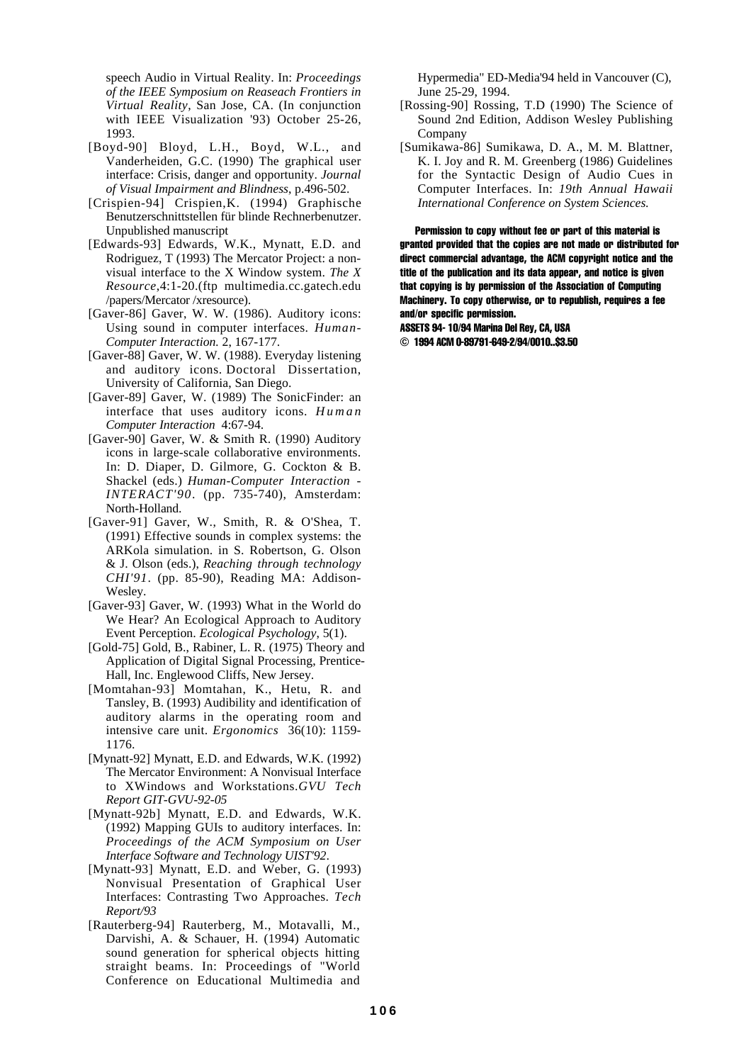speech Audio in Virtual Reality. In: *Proceedings of the IEEE Symposium on Reaseach Frontiers in Virtual Reality*, San Jose, CA. (In conjunction with IEEE Visualization '93) October 25-26, 1993.

[Boyd-90] Bloyd, L.H., Boyd, W.L., and Vanderheiden, G.C. (1990) The graphical user interface: Crisis, danger and opportunity. *Journal of Visual Impairment and Blindness*, p.496-502.

[Crispien-94] Crispien,K. (1994) Graphische Benutzerschnittstellen für blinde Rechnerbenutzer. Unpublished manuscript

[Edwards-93] Edwards, W.K., Mynatt, E.D. and Rodriguez, T (1993) The Mercator Project: a non-visual interface to the X Window system. *The X Resource*,4:1-20.(ftp multimedia.cc.gatech.edu /papers/Mercator /xresource).

[Gaver-86] Gaver, W. W. (1986). Auditory icons: Using sound in computer interfaces. *Human-Computer Interaction.* 2, 167-177.

[Gaver-88] Gaver, W. W. (1988). Everyday listening and auditory icons. Doctoral Dissertation, University of California, San Diego.

[Gaver-89] Gaver, W. (1989) The SonicFinder: an interface that uses auditory icons. *Human Computer Interaction* 4:67-94.

[Gaver-90] Gaver, W. & Smith R. (1990) Auditory icons in large-scale collaborative environments. In: D. Diaper, D. Gilmore, G. Cockton & B. Shackel (eds.) *Human-Computer Interaction - INTERACT'90*. (pp. 735-740), Amsterdam: North-Holland.

[Gaver-91] Gaver, W., Smith, R. & O'Shea, T. (1991) Effective sounds in complex systems: the ARKola simulation. in S. Robertson, G. Olson & J. Olson (eds.), *Reaching through technology CHI'91*. (pp. 85-90), Reading MA: Addison-Wesley.

[Gaver-93] Gaver, W. (1993) What in the World do We Hear? An Ecological Approach to Auditory Event Perception. *Ecological Psychology*, 5(1).

[Gold-75] Gold, B., Rabiner, L. R. (1975) Theory and Application of Digital Signal Processing, Prentice-Hall, Inc. Englewood Cliffs, New Jersey.

[Momtahan-93] Momtahan, K., Hetu, R. and Tansley, B. (1993) Audibility and identification of auditory alarms in the operating room and intensive care unit. *Ergonomics* 36(10): 1159-1176.

[Mynatt-92] Mynatt, E.D. and Edwards, W.K. (1992) The Mercator Environment: A Nonvisual Interface to XWindows and Workstations.*GVU Tech Report GIT-GVU-92-05*

[Mynatt-92b] Mynatt, E.D. and Edwards, W.K. (1992) Mapping GUIs to auditory interfaces. In: *Proceedings of the ACM Symposium on User Interface Software and Technology UIST'92*.

[Mynatt-93] Mynatt, E.D. and Weber, G. (1993) Nonvisual Presentation of Graphical User Interfaces: Contrasting Two Approaches. *Tech Report/93*

[Rauterberg-94] Rauterberg, M., Motavalli, M., Darvishi, A. & Schauer, H. (1994) Automatic sound generation for spherical objects hitting straight beams. In: Proceedings of "World Conference on Educational Multimedia and Hypermedia" ED-Media'94 held in Vancouver (C), June 25-29, 1994.

[Rossing-90] Rossing, T.D (1990) The Science of Sound 2nd Edition, Addison Wesley Publishing Company

[Sumikawa-86] Sumikawa, D. A., M. M. Blattner, K. I. Joy and R. M. Greenberg (1986) Guidelines for the Syntactic Design of Audio Cues in Computer Interfaces. In: *19th Annual Hawaii International Conference on System Sciences.*

**Permission to copy without fee or part of this material is granted provided that the copies are not made or distributed for direct commercial advantage, the ACM copyright notice and the title of the publication and its data appear, and notice is given that copying is by permission of the Association of Computing Machinery. To copy otherwise, or to republish, requires a fee and/or specific permission.**

**ASSETS 94- 10/94 Marina Del Rey, CA, USA**

**© 1994 ACM 0-89791-649-2/94/0010..$3.50**